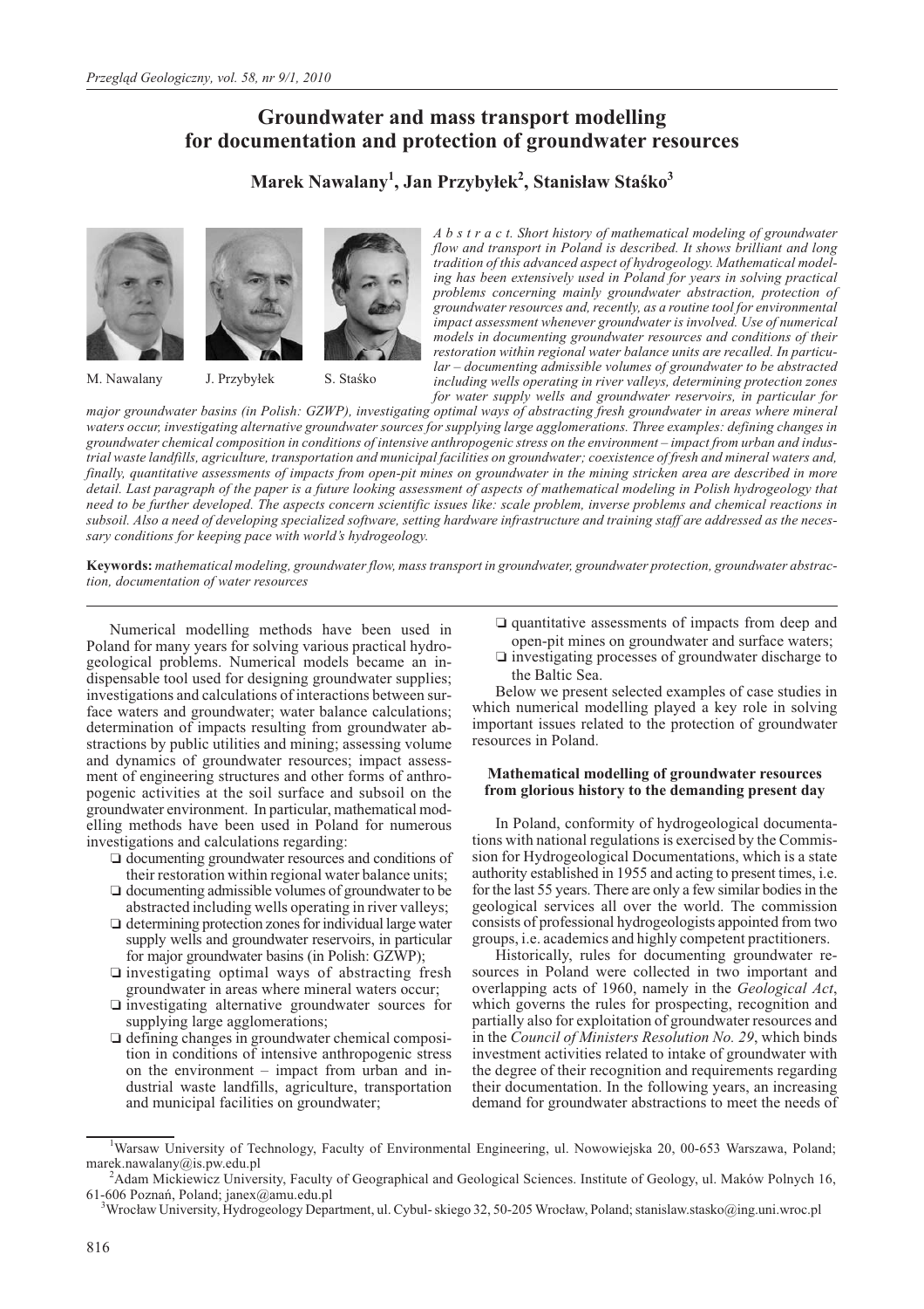# Groundwater and mass transport modelling for documentation and protection of groundwater resources

**Marek Nawalany[1], Jan Przybyłek[2], Stanisław Staśko[3]**

M. Nawalany J. Przybyłek S. Staśko

*A b s t r a c t. Short history of mathematical modeling of groundwater flow and transport in Poland is described. It shows brilliant and long tradition of this advanced aspect of hydrogeology. Mathematical modeling has been extensively used in Poland for years in solving practical problems concerning mainly groundwater abstraction, protection of groundwater resources and, recently, as a routine tool for environmental impact assessment whenever groundwater is involved. Use of numerical models in documenting groundwater resources and conditions of their restoration within regional water balance units are recalled. In particular – documenting admissible volumes of groundwater to be abstracted including wells operating in river valleys, determining protection zones for water supply wells and groundwater reservoirs, in particular for major groundwater basins (in Polish: GZWP), investigating optimal ways of abstracting fresh groundwater in areas where mineral waters occur, investigating alternative groundwater sources for supplying large agglomerations. Three examples: defining changes in groundwater chemical composition in conditions of intensive anthropogenic stress on the environment – impact from urban and industrial waste landfills, agriculture, transportation and municipal facilities on groundwater; coexistence of fresh and mineral waters and, finally, quantitative assessments of impacts from open-pit mines on groundwater in the mining stricken area are described in more detail. Last paragraph of the paper is a future looking assessment of aspects of mathematical modeling in Polish hydrogeology that need to be further developed. The aspects concern scientific issues like: scale problem, inverse problems and chemical reactions in subsoil. Also a need of developing specialized software, setting hardware infrastructure and training staff are addressed as the necessary conditions for keeping pace with world's hydrogeology.*

**Keywords:** *mathematical modeling, groundwater flow, mass transport in groundwater, groundwater protection, groundwater abstraction, documentation of water resources*

---

Numerical modelling methods have been used in Poland for many years for solving various practical hydrogeological problems. Numerical models became an indispensable tool used for designing groundwater supplies; investigations and calculations of interactions between surface waters and groundwater; water balance calculations; determination of impacts resulting from groundwater abstractions by public utilities and mining; assessing volume and dynamics of groundwater resources; impact assessment of engineering structures and other forms of anthropogenic activities at the soil surface and subsoil on the groundwater environment. In particular, mathematical modelling methods have been used in Poland for numerous investigations and calculations regarding:

- documenting groundwater resources and conditions of their restoration within regional water balance units;
- documenting admissible volumes of groundwater to be abstracted including wells operating in river valleys;
- determining protection zones for individual large water supply wells and groundwater reservoirs, in particular for major groundwater basins (in Polish: GZWP);
- investigating optimal ways of abstracting fresh groundwater in areas where mineral waters occur;
- investigating alternative groundwater sources for supplying large agglomerations;
- defining changes in groundwater chemical composition in conditions of intensive anthropogenic stress on the environment – impact from urban and industrial waste landfills, agriculture, transportation and municipal facilities on groundwater;
- quantitative assessments of impacts from deep and open-pit mines on groundwater and surface waters;
- investigating processes of groundwater discharge to the Baltic Sea.

Below we present selected examples of case studies in which numerical modelling played a key role in solving important issues related to the protection of groundwater resources in Poland.

### Mathematical modelling of groundwater resources from glorious history to the demanding present day

In Poland, conformity of hydrogeological documentations with national regulations is exercised by the Commission for Hydrogeological Documentations, which is a state authority established in 1955 and acting to present times, i.e. for the last 55 years. There are only a few similar bodies in the geological services all over the world. The commission consists of professional hydrogeologists appointed from two groups, i.e. academics and highly competent practitioners.

Historically, rules for documenting groundwater resources in Poland were collected in two important and overlapping acts of 1960, namely in the *Geological Act*, which governs the rules for prospecting, recognition and partially also for exploitation of groundwater resources and in the *Council of Ministers Resolution No. 29*, which binds investment activities related to intake of groundwater with the degree of their recognition and requirements regarding their documentation. In the following years, an increasing demand for groundwater abstractions to meet the needs of

---

[1]Warsaw University of Technology, Faculty of Environmental Engineering, ul. Nowowiejska 20, 00-653 Warszawa, Poland; marek.nawalany@is.pw.edu.pl

[2]Adam Mickiewicz University, Faculty of Geographical and Geological Sciences. Institute of Geology, ul. Maków Polnych 16, 61-606 Poznań, Poland; janex@amu.edu.pl

[3]Wrocław University, Hydrogeology Department, ul. Cybul- skiego 32, 50-205 Wrocław, Poland; stanislaw.stasko@ing.uni.wroc.pl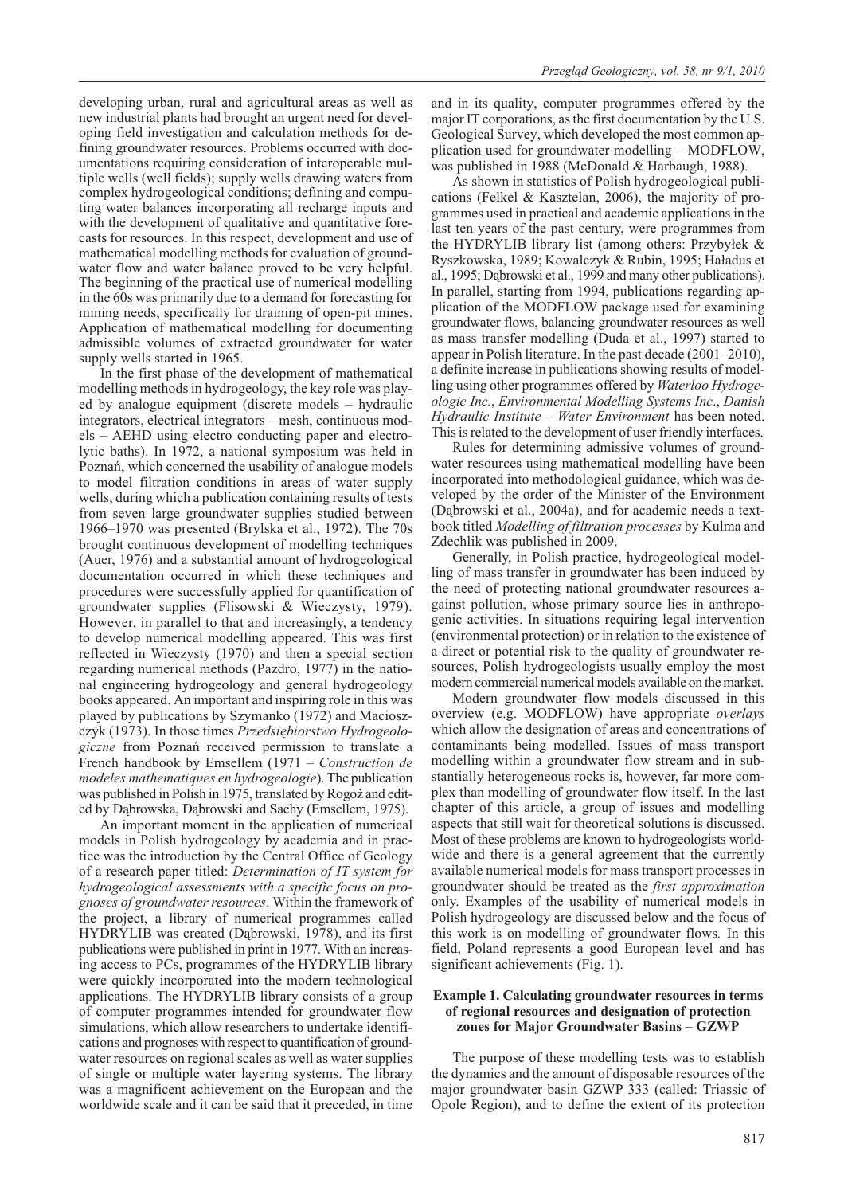developing urban, rural and agricultural areas as well as new industrial plants had brought an urgent need for developing field investigation and calculation methods for defining groundwater resources. Problems occurred with documentations requiring consideration of interoperable multiple wells (well fields); supply wells drawing waters from complex hydrogeological conditions; defining and computing water balances incorporating all recharge inputs and with the development of qualitative and quantitative forecasts for resources. In this respect, development and use of mathematical modelling methods for evaluation of groundwater flow and water balance proved to be very helpful. The beginning of the practical use of numerical modelling in the 60s was primarily due to a demand for forecasting for mining needs, specifically for draining of open-pit mines. Application of mathematical modelling for documenting admissible volumes of extracted groundwater for water supply wells started in 1965.

In the first phase of the development of mathematical modelling methods in hydrogeology, the key role was played by analogue equipment (discrete models – hydraulic integrators, electrical integrators – mesh, continuous models – AEHD using electro conducting paper and electrolytic baths). In 1972, a national symposium was held in Poznań, which concerned the usability of analogue models to model filtration conditions in areas of water supply wells, during which a publication containing results of tests from seven large groundwater supplies studied between 1966–1970 was presented (Brylska et al., 1972). The 70s brought continuous development of modelling techniques (Auer, 1976) and a substantial amount of hydrogeological documentation occurred in which these techniques and procedures were successfully applied for quantification of groundwater supplies (Flisowski & Wieczysty, 1979). However, in parallel to that and increasingly, a tendency to develop numerical modelling appeared. This was first reflected in Wieczysty (1970) and then a special section regarding numerical methods (Pazdro, 1977) in the national engineering hydrogeology and general hydrogeology books appeared. An important and inspiring role in this was played by publications by Szymanko (1972) and Macioszczyk (1973). In those times *Przedsiębiorstwo Hydrogeologiczne* from Poznań received permission to translate a French handbook by Emsellem (1971 – *Construction de modeles mathematiques en hydrogeologie*). The publication was published in Polish in 1975, translated by Rogoż and edited by Dąbrowska, Dąbrowski and Sachy (Emsellem, 1975).

An important moment in the application of numerical models in Polish hydrogeology by academia and in practice was the introduction by the Central Office of Geology of a research paper titled: *Determination of IT system for hydrogeological assessments with a specific focus on prognoses of groundwater resources*. Within the framework of the project, a library of numerical programmes called HYDRYLIB was created (Dąbrowski, 1978), and its first publications were published in print in 1977. With an increasing access to PCs, programmes of the HYDRYLIB library were quickly incorporated into the modern technological applications. The HYDRYLIB library consists of a group of computer programmes intended for groundwater flow simulations, which allow researchers to undertake identifications and prognoses with respect to quantification of groundwater resources on regional scales as well as water supplies of single or multiple water layering systems. The library was a magnificent achievement on the European and the worldwide scale and it can be said that it preceded, in time and in its quality, computer programmes offered by the major IT corporations, as the first documentation by the U.S. Geological Survey, which developed the most common application used for groundwater modelling – MODFLOW, was published in 1988 (McDonald & Harbaugh, 1988).

As shown in statistics of Polish hydrogeological publications (Felkel & Kasztelan, 2006), the majority of programmes used in practical and academic applications in the last ten years of the past century, were programmes from the HYDRYLIB library list (among others: Przybyłek & Ryszkowska, 1989; Kowalczyk & Rubin, 1995; Haładus et al., 1995; Dąbrowski et al., 1999 and many other publications). In parallel, starting from 1994, publications regarding application of the MODFLOW package used for examining groundwater flows, balancing groundwater resources as well as mass transfer modelling (Duda et al., 1997) started to appear in Polish literature. In the past decade (2001–2010), a definite increase in publications showing results of modelling using other programmes offered by *Waterloo Hydrogeologic Inc.*, *Environmental Modelling Systems Inc*., *Danish Hydraulic Institute – Water Environment* has been noted. This is related to the development of user friendly interfaces.

Rules for determining admissive volumes of groundwater resources using mathematical modelling have been incorporated into methodological guidance, which was developed by the order of the Minister of the Environment (Dąbrowski et al., 2004a), and for academic needs a textbook titled *Modelling of filtration processes* by Kulma and Zdechlik was published in 2009.

Generally, in Polish practice, hydrogeological modelling of mass transfer in groundwater has been induced by the need of protecting national groundwater resources against pollution, whose primary source lies in anthropogenic activities. In situations requiring legal intervention (environmental protection) or in relation to the existence of a direct or potential risk to the quality of groundwater resources, Polish hydrogeologists usually employ the most modern commercial numerical models available on the market.

Modern groundwater flow models discussed in this overview (e.g. MODFLOW) have appropriate *overlays* which allow the designation of areas and concentrations of contaminants being modelled. Issues of mass transport modelling within a groundwater flow stream and in substantially heterogeneous rocks is, however, far more complex than modelling of groundwater flow itself. In the last chapter of this article, a group of issues and modelling aspects that still wait for theoretical solutions is discussed. Most of these problems are known to hydrogeologists worldwide and there is a general agreement that the currently available numerical models for mass transport processes in groundwater should be treated as the *first approximation* only. Examples of the usability of numerical models in Polish hydrogeology are discussed below and the focus of this work is on modelling of groundwater flows*.* In this field, Poland represents a good European level and has significant achievements (Fig. 1).

### Example 1. Calculating groundwater resources in terms of regional resources and designation of protection zones for Major Groundwater Basins – GZWP

The purpose of these modelling tests was to establish the dynamics and the amount of disposable resources of the major groundwater basin GZWP 333 (called: Triassic of Opole Region), and to define the extent of its protection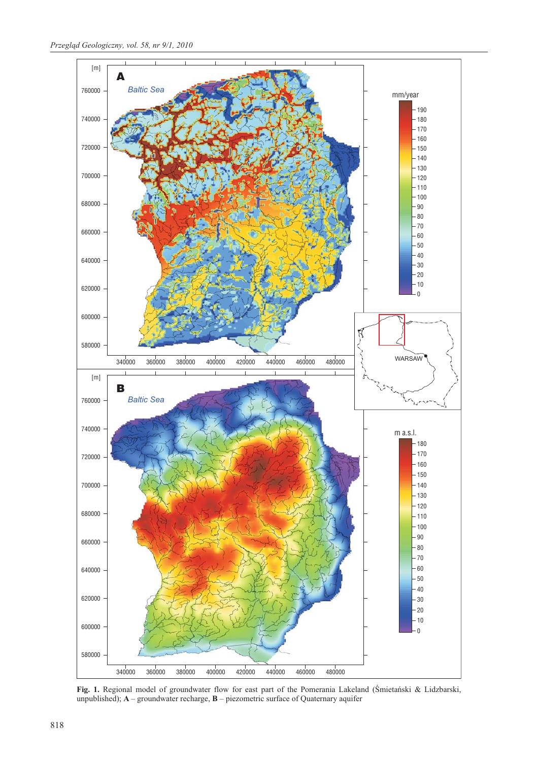**Fig. 1.** Regional model of groundwater flow for east part of the Pomerania Lakeland (Śmietański & Lidzbarski, unpublished); **A** – groundwater recharge, **B** – piezometric surface of Quaternary aquifer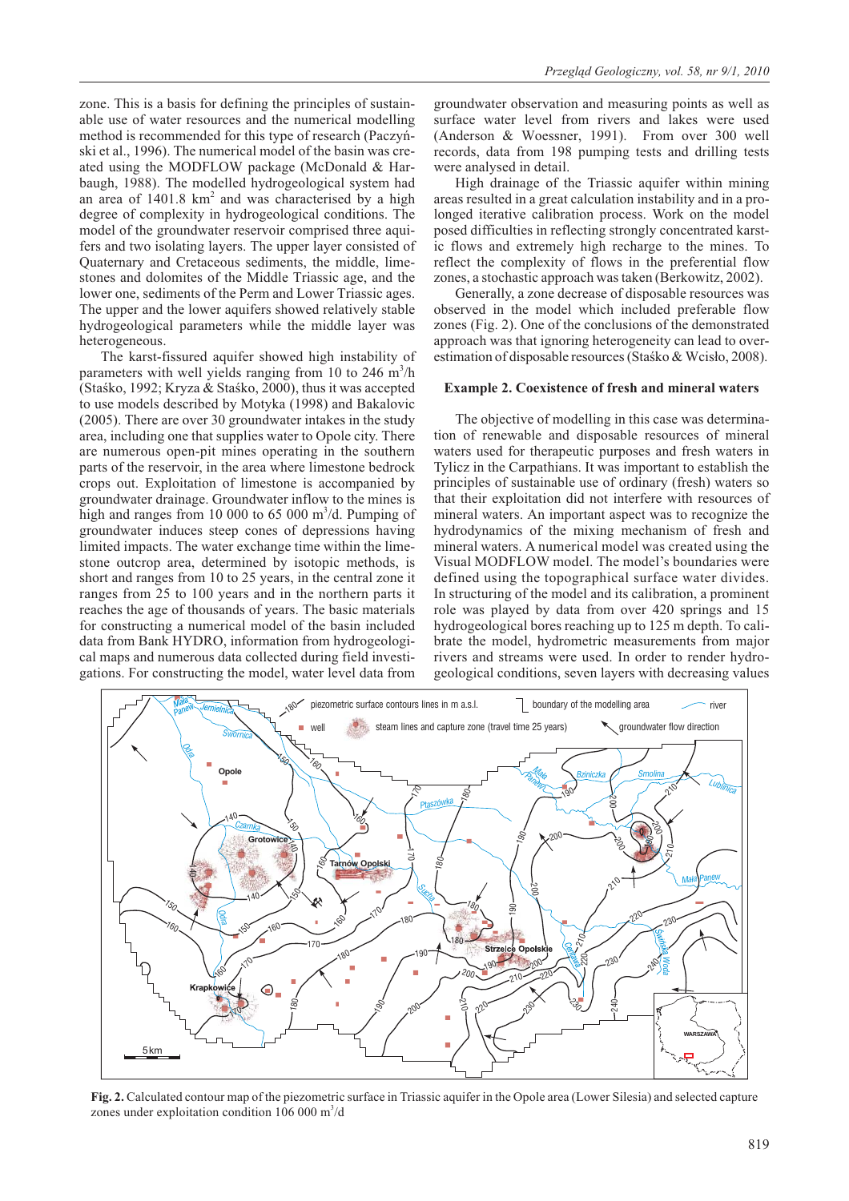zone. This is a basis for defining the principles of sustainable use of water resources and the numerical modelling method is recommended for this type of research (Paczyński et al., 1996). The numerical model of the basin was created using the MODFLOW package (McDonald & Harbaugh, 1988). The modelled hydrogeological system had an area of 1401.8 km$^2$ and was characterised by a high degree of complexity in hydrogeological conditions. The model of the groundwater reservoir comprised three aquifers and two isolating layers. The upper layer consisted of Quaternary and Cretaceous sediments, the middle, limestones and dolomites of the Middle Triassic age, and the lower one, sediments of the Perm and Lower Triassic ages. The upper and the lower aquifers showed relatively stable hydrogeological parameters while the middle layer was heterogeneous.

The karst-fissured aquifer showed high instability of parameters with well yields ranging from 10 to 246 m$^3$/h (Staśko, 1992; Kryza & Staśko, 2000), thus it was accepted to use models described by Motyka (1998) and Bakalovic (2005). There are over 30 groundwater intakes in the study area, including one that supplies water to Opole city. There are numerous open-pit mines operating in the southern parts of the reservoir, in the area where limestone bedrock crops out. Exploitation of limestone is accompanied by groundwater drainage. Groundwater inflow to the mines is high and ranges from 10 000 to 65 000 m$^3$/d. Pumping of groundwater induces steep cones of depressions having limited impacts. The water exchange time within the limestone outcrop area, determined by isotopic methods, is short and ranges from 10 to 25 years, in the central zone it ranges from 25 to 100 years and in the northern parts it reaches the age of thousands of years. The basic materials for constructing a numerical model of the basin included data from Bank HYDRO, information from hydrogeological maps and numerous data collected during field investigations. For constructing the model, water level data from groundwater observation and measuring points as well as surface water level from rivers and lakes were used (Anderson & Woessner, 1991). From over 300 well records, data from 198 pumping tests and drilling tests were analysed in detail.

High drainage of the Triassic aquifer within mining areas resulted in a great calculation instability and in a prolonged iterative calibration process. Work on the model posed difficulties in reflecting strongly concentrated karstic flows and extremely high recharge to the mines. To reflect the complexity of flows in the preferential flow zones, a stochastic approach was taken (Berkowitz, 2002).

Generally, a zone decrease of disposable resources was observed in the model which included preferable flow zones (Fig. 2). One of the conclusions of the demonstrated approach was that ignoring heterogeneity can lead to overestimation of disposable resources (Staśko & Wcisło, 2008).

### Example 2. Coexistence of fresh and mineral waters

The objective of modelling in this case was determination of renewable and disposable resources of mineral waters used for therapeutic purposes and fresh waters in Tylicz in the Carpathians. It was important to establish the principles of sustainable use of ordinary (fresh) waters so that their exploitation did not interfere with resources of mineral waters. An important aspect was to recognize the hydrodynamics of the mixing mechanism of fresh and mineral waters. A numerical model was created using the Visual MODFLOW model. The model's boundaries were defined using the topographical surface water divides. In structuring of the model and its calibration, a prominent role was played by data from over 420 springs and 15 hydrogeological bores reaching up to 125 m depth. To calibrate the model, hydrometric measurements from major rivers and streams were used. In order to render hydrogeological conditions, seven layers with decreasing values

**Fig. 2.** Calculated contour map of the piezometric surface in Triassic aquifer in the Opole area (Lower Silesia) and selected capture zones under exploitation condition 106 000 m$^3$/d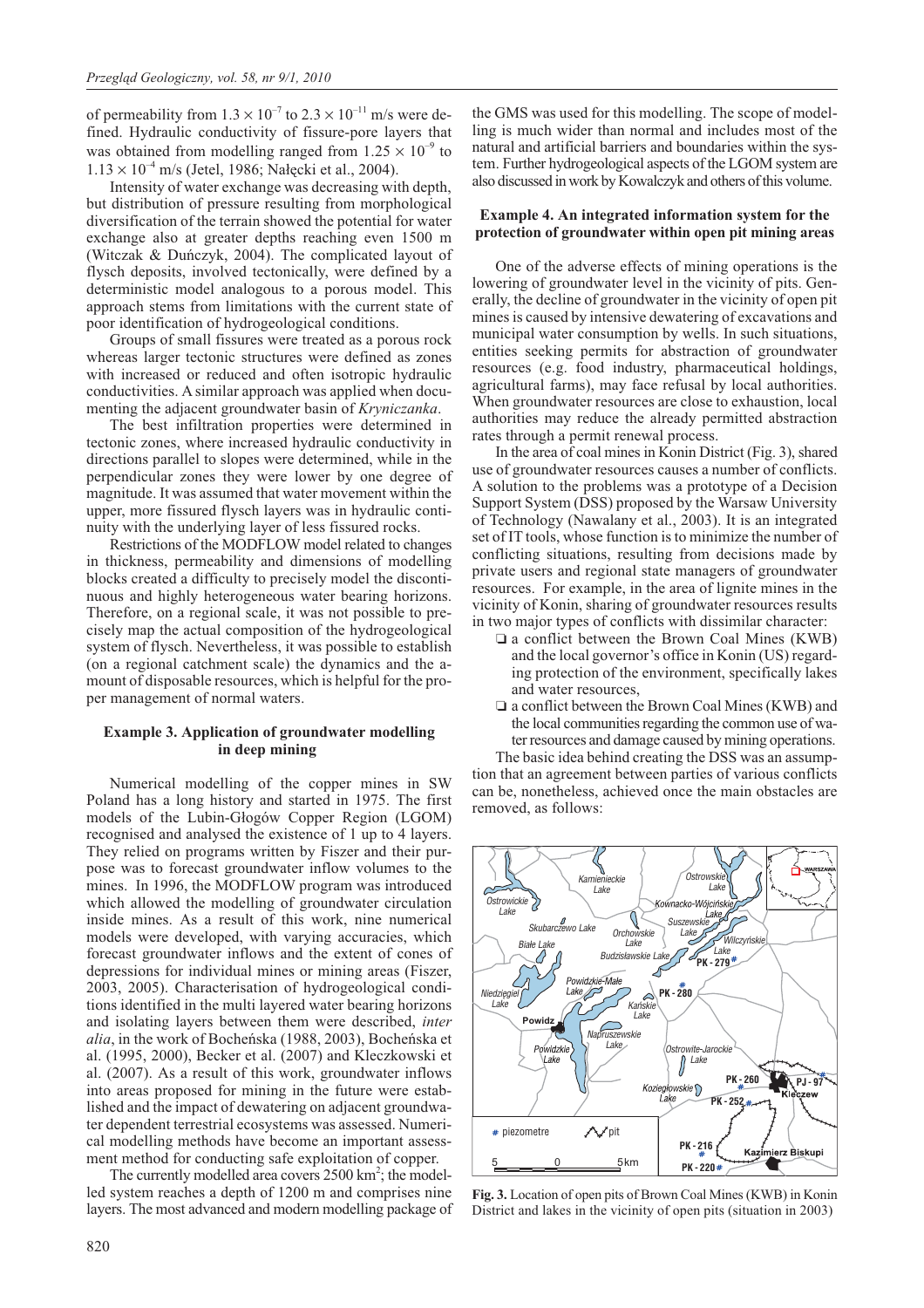of permeability from $1.3 \times 10^{-7}$ to $2.3 \times 10^{-11}$ m/s were defined. Hydraulic conductivity of fissure-pore layers that was obtained from modelling ranged from $1.25 \times 10^{-9}$ to $1.13 \times 10^{-4}$ m/s (Jetel, 1986; Nałęcki et al., 2004).

Intensity of water exchange was decreasing with depth, but distribution of pressure resulting from morphological diversification of the terrain showed the potential for water exchange also at greater depths reaching even 1500 m (Witczak & Duńczyk, 2004). The complicated layout of flysch deposits, involved tectonically, were defined by a deterministic model analogous to a porous model. This approach stems from limitations with the current state of poor identification of hydrogeological conditions.

Groups of small fissures were treated as a porous rock whereas larger tectonic structures were defined as zones with increased or reduced and often isotropic hydraulic conductivities. A similar approach was applied when documenting the adjacent groundwater basin of *Kryniczanka*.

The best infiltration properties were determined in tectonic zones, where increased hydraulic conductivity in directions parallel to slopes were determined, while in the perpendicular zones they were lower by one degree of magnitude. It was assumed that water movement within the upper, more fissured flysch layers was in hydraulic continuity with the underlying layer of less fissured rocks.

Restrictions of the MODFLOW model related to changes in thickness, permeability and dimensions of modelling blocks created a difficulty to precisely model the discontinuous and highly heterogeneous water bearing horizons. Therefore, on a regional scale, it was not possible to precisely map the actual composition of the hydrogeological system of flysch. Nevertheless, it was possible to establish (on a regional catchment scale) the dynamics and the amount of disposable resources, which is helpful for the proper management of normal waters.

### Example 3. Application of groundwater modelling in deep mining

Numerical modelling of the copper mines in SW Poland has a long history and started in 1975. The first models of the Lubin-Głogów Copper Region (LGOM) recognised and analysed the existence of 1 up to 4 layers. They relied on programs written by Fiszer and their purpose was to forecast groundwater inflow volumes to the mines. In 1996, the MODFLOW program was introduced which allowed the modelling of groundwater circulation inside mines. As a result of this work, nine numerical models were developed, with varying accuracies, which forecast groundwater inflows and the extent of cones of depressions for individual mines or mining areas (Fiszer, 2003, 2005). Characterisation of hydrogeological conditions identified in the multi layered water bearing horizons and isolating layers between them were described, *inter alia*, in the work of Bocheńska (1988, 2003), Bocheńska et al. (1995, 2000), Becker et al. (2007) and Kleczkowski et al. (2007). As a result of this work, groundwater inflows into areas proposed for mining in the future were established and the impact of dewatering on adjacent groundwater dependent terrestrial ecosystems was assessed. Numerical modelling methods have become an important assessment method for conducting safe exploitation of copper.

The currently modelled area covers 2500 km$^2$; the modelled system reaches a depth of 1200 m and comprises nine layers. The most advanced and modern modelling package of the GMS was used for this modelling. The scope of modelling is much wider than normal and includes most of the natural and artificial barriers and boundaries within the system. Further hydrogeological aspects of the LGOM system are also discussed in work by Kowalczyk and others of this volume.

### Example 4. An integrated information system for the protection of groundwater within open pit mining areas

One of the adverse effects of mining operations is the lowering of groundwater level in the vicinity of pits. Generally, the decline of groundwater in the vicinity of open pit mines is caused by intensive dewatering of excavations and municipal water consumption by wells. In such situations, entities seeking permits for abstraction of groundwater resources (e.g. food industry, pharmaceutical holdings, agricultural farms), may face refusal by local authorities. When groundwater resources are close to exhaustion, local authorities may reduce the already permitted abstraction rates through a permit renewal process.

In the area of coal mines in Konin District (Fig. 3), shared use of groundwater resources causes a number of conflicts. A solution to the problems was a prototype of a Decision Support System (DSS) proposed by the Warsaw University of Technology (Nawalany et al., 2003). It is an integrated set of IT tools, whose function is to minimize the number of conflicting situations, resulting from decisions made by private users and regional state managers of groundwater resources. For example, in the area of lignite mines in the vicinity of Konin, sharing of groundwater resources results in two major types of conflicts with dissimilar character:

- a conflict between the Brown Coal Mines (KWB) and the local governor's office in Konin (US) regarding protection of the environment, specifically lakes and water resources,
- a conflict between the Brown Coal Mines (KWB) and the local communities regarding the common use of water resources and damage caused by mining operations.

The basic idea behind creating the DSS was an assumption that an agreement between parties of various conflicts can be, nonetheless, achieved once the main obstacles are removed, as follows:

**Fig. 3.** Location of open pits of Brown Coal Mines (KWB) in Konin District and lakes in the vicinity of open pits (situation in 2003)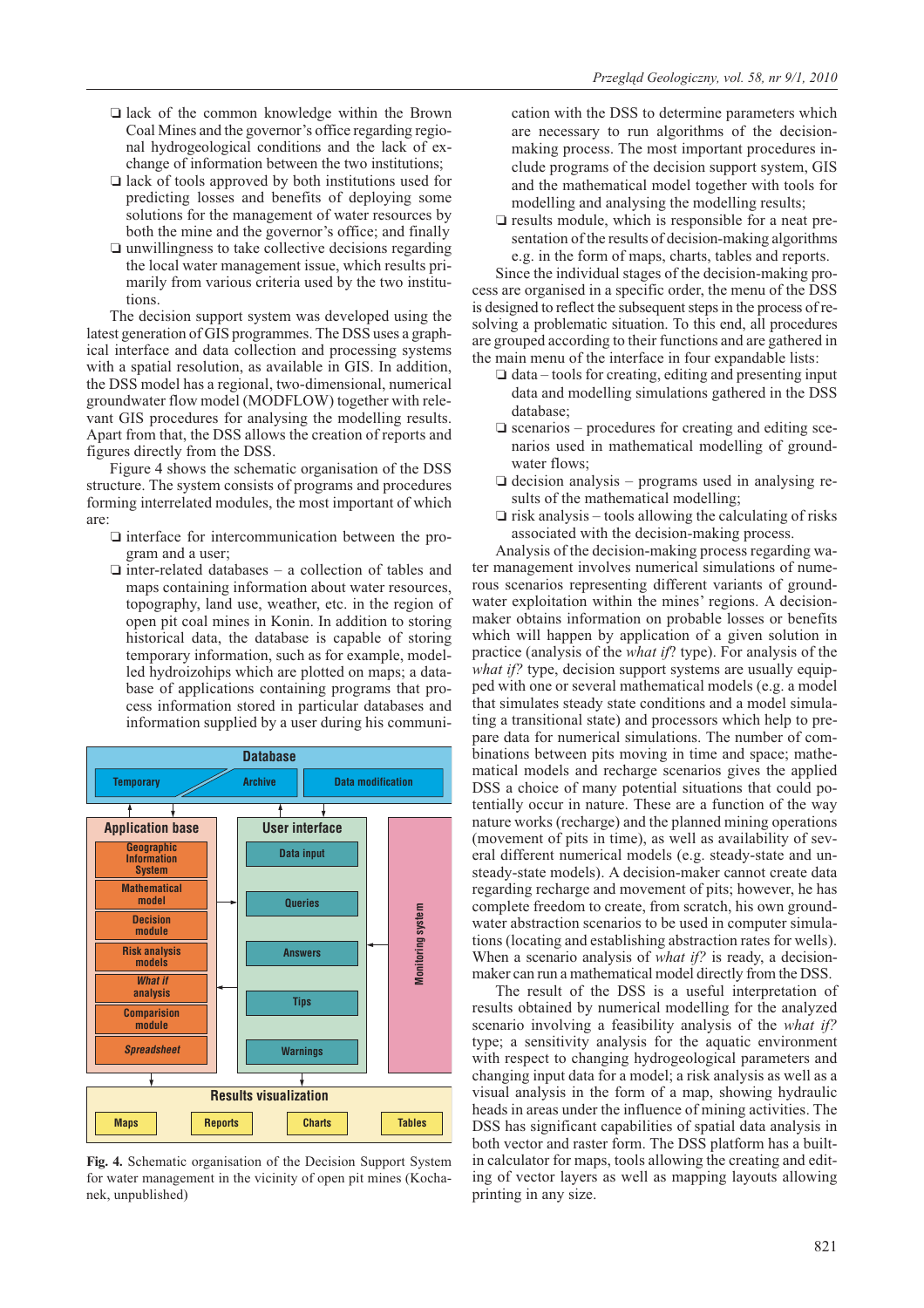- lack of the common knowledge within the Brown Coal Mines and the governor's office regarding regional hydrogeological conditions and the lack of exchange of information between the two institutions;
- lack of tools approved by both institutions used for predicting losses and benefits of deploying some solutions for the management of water resources by both the mine and the governor's office; and finally
- unwillingness to take collective decisions regarding the local water management issue, which results primarily from various criteria used by the two institutions.

The decision support system was developed using the latest generation of GIS programmes. The DSS uses a graphical interface and data collection and processing systems with a spatial resolution, as available in GIS. In addition, the DSS model has a regional, two-dimensional, numerical groundwater flow model (MODFLOW) together with relevant GIS procedures for analysing the modelling results. Apart from that, the DSS allows the creation of reports and figures directly from the DSS.

Figure 4 shows the schematic organisation of the DSS structure. The system consists of programs and procedures forming interrelated modules, the most important of which are:

- interface for intercommunication between the program and a user;
- inter-related databases – a collection of tables and maps containing information about water resources, topography, land use, weather, etc. in the region of open pit coal mines in Konin. In addition to storing historical data, the database is capable of storing temporary information, such as for example, modelled hydroizohips which are plotted on maps; a database of applications containing programs that process information stored in particular databases and information supplied by a user during his communication with the DSS to determine parameters which are necessary to run algorithms of the decision-making process. The most important procedures include programs of the decision support system, GIS and the mathematical model together with tools for modelling and analysing the modelling results;
- results module, which is responsible for a neat presentation of the results of decision-making algorithms e.g. in the form of maps, charts, tables and reports.

Database: Temporary, Archive, Data modification
Application base: Geographic Information System, Mathematical model, Decision module, Risk analysis models, *What if* analysis, Comparision module, *Spreadsheet*
User interface: Data input, Queries, Answers, Tips, Warnings
Monitoring system
Results visualization: Maps, Reports, Charts, Tables

**Fig. 4.** Schematic organisation of the Decision Support System for water management in the vicinity of open pit mines (Kochanek, unpublished)

Since the individual stages of the decision-making process are organised in a specific order, the menu of the DSS is designed to reflect the subsequent steps in the process of resolving a problematic situation. To this end, all procedures are grouped according to their functions and are gathered in the main menu of the interface in four expandable lists:

- data – tools for creating, editing and presenting input data and modelling simulations gathered in the DSS database;
- scenarios – procedures for creating and editing scenarios used in mathematical modelling of groundwater flows;
- decision analysis – programs used in analysing results of the mathematical modelling;
- risk analysis – tools allowing the calculating of risks associated with the decision-making process.

Analysis of the decision-making process regarding water management involves numerical simulations of numerous scenarios representing different variants of groundwater exploitation within the mines' regions. A decision-maker obtains information on probable losses or benefits which will happen by application of a given solution in practice (analysis of the *what if*? type). For analysis of the *what if?* type, decision support systems are usually equipped with one or several mathematical models (e.g. a model that simulates steady state conditions and a model simulating a transitional state) and processors which help to prepare data for numerical simulations. The number of combinations between pits moving in time and space; mathematical models and recharge scenarios gives the applied DSS a choice of many potential situations that could potentially occur in nature. These are a function of the way nature works (recharge) and the planned mining operations (movement of pits in time), as well as availability of several different numerical models (e.g. steady-state and unsteady-state models). A decision-maker cannot create data regarding recharge and movement of pits; however, he has complete freedom to create, from scratch, his own groundwater abstraction scenarios to be used in computer simulations (locating and establishing abstraction rates for wells). When a scenario analysis of *what if?* is ready, a decision-maker can run a mathematical model directly from the DSS.

The result of the DSS is a useful interpretation of results obtained by numerical modelling for the analyzed scenario involving a feasibility analysis of the *what if?* type; a sensitivity analysis for the aquatic environment with respect to changing hydrogeological parameters and changing input data for a model; a risk analysis as well as a visual analysis in the form of a map, showing hydraulic heads in areas under the influence of mining activities. The DSS has significant capabilities of spatial data analysis in both vector and raster form. The DSS platform has a built-in calculator for maps, tools allowing the creating and editing of vector layers as well as mapping layouts allowing printing in any size.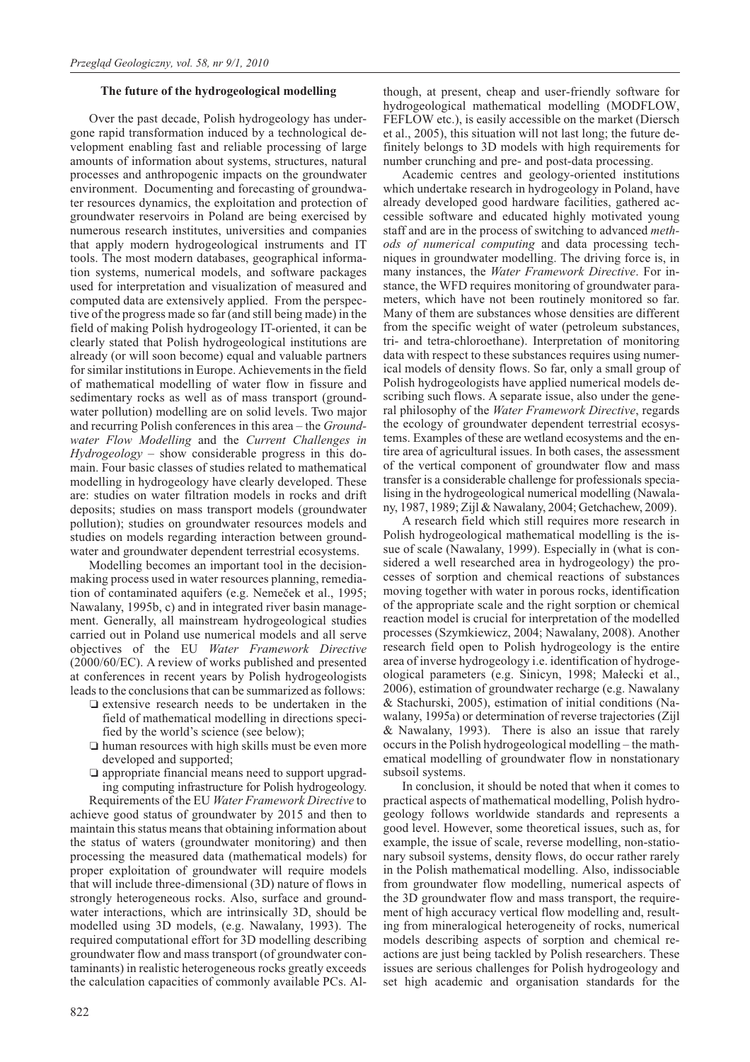### The future of the hydrogeological modelling

Over the past decade, Polish hydrogeology has undergone rapid transformation induced by a technological development enabling fast and reliable processing of large amounts of information about systems, structures, natural processes and anthropogenic impacts on the groundwater environment. Documenting and forecasting of groundwater resources dynamics, the exploitation and protection of groundwater reservoirs in Poland are being exercised by numerous research institutes, universities and companies that apply modern hydrogeological instruments and IT tools. The most modern databases, geographical information systems, numerical models, and software packages used for interpretation and visualization of measured and computed data are extensively applied. From the perspective of the progress made so far (and still being made) in the field of making Polish hydrogeology IT-oriented, it can be clearly stated that Polish hydrogeological institutions are already (or will soon become) equal and valuable partners for similar institutions in Europe. Achievements in the field of mathematical modelling of water flow in fissure and sedimentary rocks as well as of mass transport (groundwater pollution) modelling are on solid levels. Two major and recurring Polish conferences in this area – the *Groundwater Flow Modelling* and the *Current Challenges in Hydrogeology* – show considerable progress in this domain. Four basic classes of studies related to mathematical modelling in hydrogeology have clearly developed. These are: studies on water filtration models in rocks and drift deposits; studies on mass transport models (groundwater pollution); studies on groundwater resources models and studies on models regarding interaction between groundwater and groundwater dependent terrestrial ecosystems.

Modelling becomes an important tool in the decision-making process used in water resources planning, remediation of contaminated aquifers (e.g. Nemeček et al., 1995; Nawalany, 1995b, c) and in integrated river basin management. Generally, all mainstream hydrogeological studies carried out in Poland use numerical models and all serve objectives of the EU *Water Framework Directive* (2000/60/EC). A review of works published and presented at conferences in recent years by Polish hydrogeologists leads to the conclusions that can be summarized as follows:

- extensive research needs to be undertaken in the field of mathematical modelling in directions specified by the world's science (see below);
- human resources with high skills must be even more developed and supported;
- appropriate financial means need to support upgrading computing infrastructure for Polish hydrogeology.

Requirements of the EU *Water Framework Directive* to achieve good status of groundwater by 2015 and then to maintain this status means that obtaining information about the status of waters (groundwater monitoring) and then processing the measured data (mathematical models) for proper exploitation of groundwater will require models that will include three-dimensional (3D) nature of flows in strongly heterogeneous rocks. Also, surface and groundwater interactions, which are intrinsically 3D, should be modelled using 3D models, (e.g. Nawalany, 1993). The required computational effort for 3D modelling describing groundwater flow and mass transport (of groundwater contaminants) in realistic heterogeneous rocks greatly exceeds the calculation capacities of commonly available PCs. Although, at present, cheap and user-friendly software for hydrogeological mathematical modelling (MODFLOW, FEFLOW etc.), is easily accessible on the market (Diersch et al., 2005), this situation will not last long; the future definitely belongs to 3D models with high requirements for number crunching and pre- and post-data processing.

Academic centres and geology-oriented institutions which undertake research in hydrogeology in Poland, have already developed good hardware facilities, gathered accessible software and educated highly motivated young staff and are in the process of switching to advanced *methods of numerical computing* and data processing techniques in groundwater modelling. The driving force is, in many instances, the *Water Framework Directive*. For instance, the WFD requires monitoring of groundwater parameters, which have not been routinely monitored so far. Many of them are substances whose densities are different from the specific weight of water (petroleum substances, tri- and tetra-chloroethane). Interpretation of monitoring data with respect to these substances requires using numerical models of density flows. So far, only a small group of Polish hydrogeologists have applied numerical models describing such flows. A separate issue, also under the general philosophy of the *Water Framework Directive*, regards the ecology of groundwater dependent terrestrial ecosystems. Examples of these are wetland ecosystems and the entire area of agricultural issues. In both cases, the assessment of the vertical component of groundwater flow and mass transfer is a considerable challenge for professionals specialising in the hydrogeological numerical modelling (Nawalany, 1987, 1989; Zijl & Nawalany, 2004; Getchachew, 2009).

A research field which still requires more research in Polish hydrogeological mathematical modelling is the issue of scale (Nawalany, 1999). Especially in (what is considered a well researched area in hydrogeology) the processes of sorption and chemical reactions of substances moving together with water in porous rocks, identification of the appropriate scale and the right sorption or chemical reaction model is crucial for interpretation of the modelled processes (Szymkiewicz, 2004; Nawalany, 2008). Another research field open to Polish hydrogeology is the entire area of inverse hydrogeology i.e. identification of hydrogeological parameters (e.g. Sinicyn, 1998; Małecki et al., 2006), estimation of groundwater recharge (e.g. Nawalany & Stachurski, 2005), estimation of initial conditions (Nawalany, 1995a) or determination of reverse trajectories (Zijl & Nawalany, 1993). There is also an issue that rarely occurs in the Polish hydrogeological modelling – the mathematical modelling of groundwater flow in nonstationary subsoil systems.

In conclusion, it should be noted that when it comes to practical aspects of mathematical modelling, Polish hydrogeology follows worldwide standards and represents a good level. However, some theoretical issues, such as, for example, the issue of scale, reverse modelling, non-stationary subsoil systems, density flows, do occur rather rarely in the Polish mathematical modelling. Also, indissociable from groundwater flow modelling, numerical aspects of the 3D groundwater flow and mass transport, the requirement of high accuracy vertical flow modelling and, resulting from mineralogical heterogeneity of rocks, numerical models describing aspects of sorption and chemical reactions are just being tackled by Polish researchers. These issues are serious challenges for Polish hydrogeology and set high academic and organisation standards for the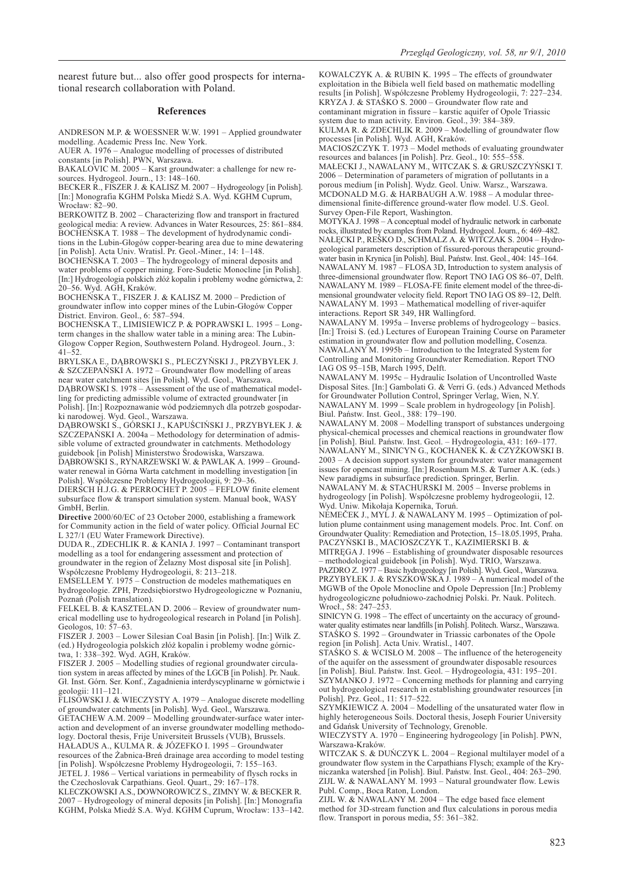nearest future but... also offer good prospects for international research collaboration with Poland.

## References

ANDRESON M.P. & WOESSNER W.W. 1991 – Applied groundwater modelling. Academic Press Inc. New York.

AUER A. 1976 – Analogue modelling of processes of distributed constants [in Polish]. PWN, Warszawa.

BAKALOVIC M. 2005 – Karst groundwater: a challenge for new resources. Hydrogeol. Journ., 13: 148–160.

BECKER R., FISZER J. & KALISZ M. 2007 – Hydrogeology [in Polish]. [In:] Monografia KGHM Polska Miedź S.A. Wyd. KGHM Cuprum, Wrocław: 82–90.

BERKOWITZ B. 2002 – Characterizing flow and transport in fractured geological media: A review. Advances in Water Resources, 25: 861–884.

BOCHEŃSKA T. 1988 – The development of hydrodynamic conditions in the Lubin-Głogów copper-bearing area due to mine dewatering [in Polish]. Acta Univ. Wratisl. Pr. Geol.-Miner., 14: 1–148.

BOCHEŃSKA T. 2003 – The hydrogeology of mineral deposits and water problems of copper mining. Fore-Sudetic Monocline [in Polish]. [In:] Hydrogeologia polskich złóż kopalin i problemy wodne górnictwa, 2: 20–56. Wyd. AGH, Kraków.

BOCHEŃSKA T., FISZER J. & KALISZ M. 2000 – Prediction of groundwater inflow into copper mines of the Lubin-Głogów Copper District. Environ. Geol., 6: 587–594.

BOCHEŃSKA T., LIMISIEWICZ P. & POPRAWSKI L. 1995 – Long-term changes in the shallow water table in a mining area: The Lubin-Glogow Copper Region, Southwestern Poland. Hydrogeol. Journ., 3: 41–52.

BRYLSKA E., DĄBROWSKI S., PLECZYŃSKI J., PRZYBYŁEK J. & SZCZEPAŃSKI A. 1972 – Groundwater flow modelling of areas near water catchment sites [in Polish]. Wyd. Geol., Warszawa.

DĄBROWSKI S. 1978 – Assessment of the use of mathematical modelling for predicting admissible volume of extracted groundwater [in Polish]. [In:] Rozpoznawanie wód podziemnych dla potrzeb gospodarki narodowej. Wyd. Geol., Warszawa.

DĄBROWSKI S., GÓRSKI J., KAPUŚCIŃSKI J., PRZYBYŁEK J. & SZCZEPAŃSKI A. 2004a – Methodology for determination of admissible volume of extracted groundwater in catchments. Methodology guidebook [in Polish] Ministerstwo Środowiska, Warszawa.

DĄBROWSKI S., RYNARZEWSKI W. & PAWLAK A. 1999 – Groundwater renewal in Górna Warta catchment in modelling investigation [in Polish]. Współczesne Problemy Hydrogeologii, 9: 29–36.

DIERSCH H.J.G. & PERROCHET P. 2005 – FEFLOW finite element subsurface flow & transport simulation system. Manual book, WASY GmbH, Berlin.

**Directive** 2000/60/EC of 23 October 2000, establishing a framework for Community action in the field of water policy. Official Journal EC L 327/1 (EU Water Framework Directive).

DUDA R., ZDECHLIK R. & KANIA J. 1997 – Contaminant transport modelling as a tool for endangering assessment and protection of groundwater in the region of Żelazny Most disposal site [in Polish]. Współczesne Problemy Hydrogeologii, 8: 213–218.

EMSELLEM Y. 1975 – Construction de modeles mathematiques en hydrogeologie. ZPH, Przedsiębiorstwo Hydrogeologiczne w Poznaniu, Poznań (Polish translation).

FELKEL B. & KASZTELAN D. 2006 – Review of groundwater numerical modelling use to hydrogeological research in Poland [in Polish]. Geologos, 10: 57–63.

FISZER J. 2003 – Lower Silesian Coal Basin [in Polish]. [In:] Wilk Z. (ed.) Hydrogeologia polskich złóż kopalin i problemy wodne górnictwa, 1: 338–392. Wyd. AGH, Kraków.

FISZER J. 2005 – Modelling studies of regional groundwater circulation system in areas affected by mines of the LGCB [in Polish]. Pr. Nauk. Gł. Inst. Górn. Ser. Konf., Zagadnienia interdyscyplinarne w górnictwie i geologii: 111–121.

FLISOWSKI J. & WIECZYSTY A. 1979 – Analogue discrete modelling of groundwater catchments [in Polish]. Wyd. Geol., Warszawa.

GETACHEW A.M. 2009 – Modelling groundwater-surface water interaction and development of an inverse groundwater modelling methodology. Doctoral thesis, Frije Universiteit Brussels (VUB), Brussels.

HAŁADUS A., KULMA R. & JÓZEFKO I. 1995 – Groundwater resources of the Żabnica-Breń drainage area according to model testing [in Polish]. Współczesne Problemy Hydrogeologii, 7: 155–163.

JETEL J. 1986 – Vertical variations in permeability of flysch rocks in the Czechoslovak Carpathians. Geol. Quart., 29: 167–178.

KLECZKOWSKI A.S., DOWNOROWICZ S., ZIMNY W. & BECKER R. 2007 – Hydrogeology of mineral deposits [in Polish]. [In:] Monografia KGHM, Polska Miedź S.A. Wyd. KGHM Cuprum, Wrocław: 133–142.

KOWALCZYK A. & RUBIN K. 1995 – The effects of groundwater exploitation in the Bibiela well field based on mathematic modelling results [in Polish]. Współczesne Problemy Hydrogeologii, 7: 227–234.

KRYZA J. & STAŚKO S. 2000 – Groundwater flow rate and contaminant migration in fissure – karstic aquifer of Opole Triassic system due to man activity. Environ. Geol., 39: 384–389.

KULMA R. & ZDECHLIK R. 2009 – Modelling of groundwater flow processes [in Polish]. Wyd. AGH, Kraków.

MACIOSZCZYK T. 1973 – Model methods of evaluating groundwater resources and balances [in Polish]. Prz. Geol., 10: 555–558.

MAŁECKI J., NAWALANY M., WITCZAK S. & GRUSZCZYŃSKI T. 2006 – Determination of parameters of migration of pollutants in a porous medium [in Polish]. Wydz. Geol. Uniw. Warsz., Warszawa.

MCDONALD M.G. & HARBAUGH A.W. 1988 – A modular three-dimensional finite-difference ground-water flow model. U.S. Geol. Survey Open-File Report, Washington.

MOTYKA J. 1998 – A conceptual model of hydraulic network in carbonate rocks, illustrated by examples from Poland. Hydrogeol. Journ., 6: 469–482.

NAŁĘCKI P., REŚKO D., SCHMALZ A. & WITCZAK S. 2004 – Hydrogeological parameters description of fissured-porous therapeutic groundwater basin in Krynica [in Polish]. Biul. Państw. Inst. Geol., 404: 145–164.

NAWALANY M. 1987 – FLOSA 3D, Introduction to system analysis of three-dimensional groundwater flow. Report TNO IAG OS 86–07, Delft.

NAWALANY M. 1989 – FLOSA-FE finite element model of the three-dimensional groundwater velocity field. Report TNO IAG OS 89–12, Delft.

NAWALANY M. 1993 – Mathematical modelling of river-aquifer interactions. Report SR 349, HR Wallingford.

NAWALANY M. 1995a – Inverse problems of hydrogeology – basics. [In:] Troisi S. (ed.) Lectures of European Training Course on Parameter estimation in groundwater flow and pollution modelling, Cosenza.

NAWALANY M. 1995b – Introduction to the Integrated System for Controlling and Monitoring Groundwater Remediation. Report TNO IAG OS 95–15B, March 1995, Delft.

NAWALANY M. 1995c – Hydraulic Isolation of Uncontrolled Waste Disposal Sites. [In:] Gambolati G. & Verri G. (eds.) Advanced Methods for Groundwater Pollution Control, Springer Verlag, Wien, N.Y.

NAWALANY M. 1999 – Scale problem in hydrogeology [in Polish]. Biul. Państw. Inst. Geol., 388: 179–190.

NAWALANY M. 2008 – Modelling transport of substances undergoing physical-chemical processes and chemical reactions in groundwater flow [in Polish]. Biul. Państw. Inst. Geol. – Hydrogeologia, 431: 169–177.

NAWALANY M., SINICYN G., KOCHANEK K. & CZYŻKOWSKI B. 2003 – A decision support system for groundwater: water management issues for opencast mining. [In:] Rosenbaum M.S. & Turner A.K. (eds.) New paradigms in subsurface prediction. Springer, Berlin.

NAWALANY M. & STACHURSKI M. 2005 – Inverse problems in hydrogeology [in Polish]. Współczesne problemy hydrogeologii, 12. Wyd. Uniw. Mikołaja Kopernika, Toruń.

NEMEČEK J., MYL J. & NAWALANY M. 1995 – Optimization of pollution plume containment using management models. Proc. Int. Conf. on Groundwater Quality: Remediation and Protection, 15–18.05.1995, Praha.

PACZYŃSKI B., MACIOSZCZYK T., KAZIMIERSKI B. & MITRĘGA J. 1996 – Establishing of groundwater disposable resources – methodological guidebook [in Polish]. Wyd. TRIO, Warszawa.

PAZDRO Z. 1977 – Basic hydrogeology [in Polish]. Wyd. Geol., Warszawa.

PRZYBYŁEK J. & RYSZKOWSKA J. 1989 – A numerical model of the MGWB of the Opole Monocline and Opole Depression [In:] Problemy hydrogeologiczne południowo-zachodniej Polski. Pr. Nauk. Politech. Wrocł., 58: 247–253.

SINICYN G. 1998 – The effect of uncertainty on the accuracy of groundwater quality estimates near landfills [in Polish]. Politech. Warsz., Warszawa.

STAŚKO S. 1992 – Groundwater in Triassic carbonates of the Opole region [in Polish]. Acta Univ. Wratisl., 1407.

STAŚKO S. & WCISŁO M. 2008 – The influence of the heterogeneity of the aquifer on the assessment of groundwater disposable resources [in Polish]. Biul. Państw. Inst. Geol. – Hydrogeologia, 431: 195–201.

SZYMANKO J. 1972 – Concerning methods for planning and carrying out hydrogeological research in establishing groundwater resources [in Polish]. Prz. Geol., 11: 517–522.

SZYMKIEWICZ A. 2004 – Modelling of the unsaturated water flow in highly heterogeneous Soils. Doctoral thesis, Joseph Fourier University and Gdańsk University of Technology, Grenoble.

WIECZYSTY A. 1970 – Engineering hydrogeology [in Polish]. PWN, Warszawa-Kraków.

WITCZAK S. & DUŃCZYK L. 2004 – Regional multilayer model of a groundwater flow system in the Carpathians Flysch; example of the Kryniczanka watershed [in Polish]. Biul. Państw. Inst. Geol., 404: 263–290.

ZIJL W. & NAWALANY M. 1993 – Natural groundwater flow. Lewis Publ. Comp., Boca Raton, London.

ZIJL W. & NAWALANY M. 2004 – The edge based face element method for 3D-stream function and flux calculations in porous media flow. Transport in porous media, 55: 361–382.